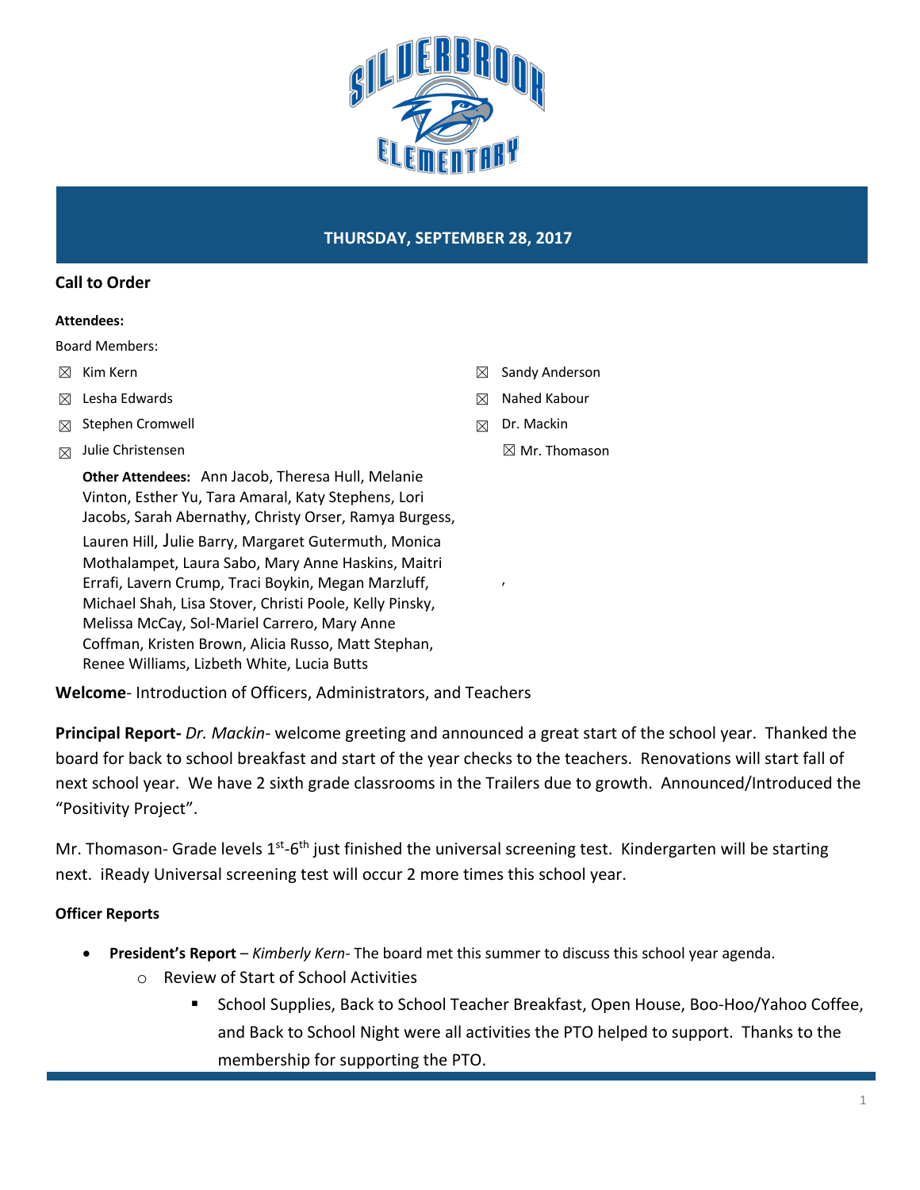**THURSDAY, SEPTEMBER 28, 2017**

## Call to Order

**Attendees:**

Board Members:

- ☒ Kim Kern
- ☒ Lesha Edwards
- ☒ Stephen Cromwell
- ☒ Julie Christensen
- ☒ Sandy Anderson
- ☒ Nahed Kabour
- ☒ Dr. Mackin
- ☒ Mr. Thomason

**Other Attendees:** Ann Jacob, Theresa Hull, Melanie Vinton, Esther Yu, Tara Amaral, Katy Stephens, Lori Jacobs, Sarah Abernathy, Christy Orser, Ramya Burgess, Lauren Hill, Julie Barry, Margaret Gutermuth, Monica Mothalampet, Laura Sabo, Mary Anne Haskins, Maitri Errafi, Lavern Crump, Traci Boykin, Megan Marzluff, Michael Shah, Lisa Stover, Christi Poole, Kelly Pinsky, Melissa McCay, Sol-Mariel Carrero, Mary Anne Coffman, Kristen Brown, Alicia Russo, Matt Stephan, Renee Williams, Lizbeth White, Lucia Butts

**Welcome**- Introduction of Officers, Administrators, and Teachers

**Principal Report-** *Dr. Mackin*- welcome greeting and announced a great start of the school year. Thanked the board for back to school breakfast and start of the year checks to the teachers. Renovations will start fall of next school year. We have 2 sixth grade classrooms in the Trailers due to growth. Announced/Introduced the "Positivity Project".

Mr. Thomason- Grade levels 1st-6th just finished the universal screening test. Kindergarten will be starting next. iReady Universal screening test will occur 2 more times this school year.

**Officer Reports**

- **President's Report** – *Kimberly Kern*- The board met this summer to discuss this school year agenda.
  - Review of Start of School Activities
    - School Supplies, Back to School Teacher Breakfast, Open House, Boo-Hoo/Yahoo Coffee, and Back to School Night were all activities the PTO helped to support. Thanks to the membership for supporting the PTO.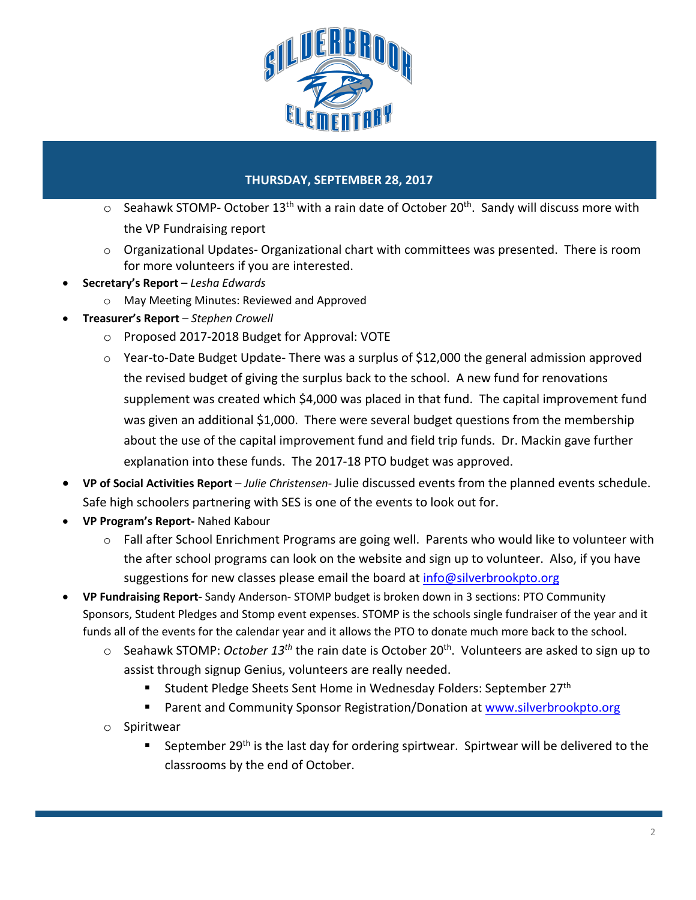**THURSDAY, SEPTEMBER 28, 2017**

  - Seahawk STOMP- October 13th with a rain date of October 20th. Sandy will discuss more with the VP Fundraising report
  - Organizational Updates- Organizational chart with committees was presented. There is room for more volunteers if you are interested.
- **Secretary's Report** – *Lesha Edwards*
  - May Meeting Minutes: Reviewed and Approved
- **Treasurer's Report** – *Stephen Crowell*
  - Proposed 2017-2018 Budget for Approval: VOTE
  - Year-to-Date Budget Update- There was a surplus of $12,000 the general admission approved the revised budget of giving the surplus back to the school. A new fund for renovations supplement was created which $4,000 was placed in that fund. The capital improvement fund was given an additional $1,000. There were several budget questions from the membership about the use of the capital improvement fund and field trip funds. Dr. Mackin gave further explanation into these funds. The 2017-18 PTO budget was approved.
- **VP of Social Activities Report** – *Julie Christensen-* Julie discussed events from the planned events schedule. Safe high schoolers partnering with SES is one of the events to look out for.
- **VP Program's Report-** Nahed Kabour
  - Fall after School Enrichment Programs are going well. Parents who would like to volunteer with the after school programs can look on the website and sign up to volunteer. Also, if you have suggestions for new classes please email the board at info@silverbrookpto.org
- **VP Fundraising Report-** Sandy Anderson- STOMP budget is broken down in 3 sections: PTO Community Sponsors, Student Pledges and Stomp event expenses. STOMP is the schools single fundraiser of the year and it funds all of the events for the calendar year and it allows the PTO to donate much more back to the school.
  - Seahawk STOMP: *October 13th* the rain date is October 20th. Volunteers are asked to sign up to assist through signup Genius, volunteers are really needed.
    - Student Pledge Sheets Sent Home in Wednesday Folders: September 27th
    - Parent and Community Sponsor Registration/Donation at www.silverbrookpto.org
  - Spiritwear
    - September 29th is the last day for ordering spirtwear. Spirtwear will be delivered to the classrooms by the end of October.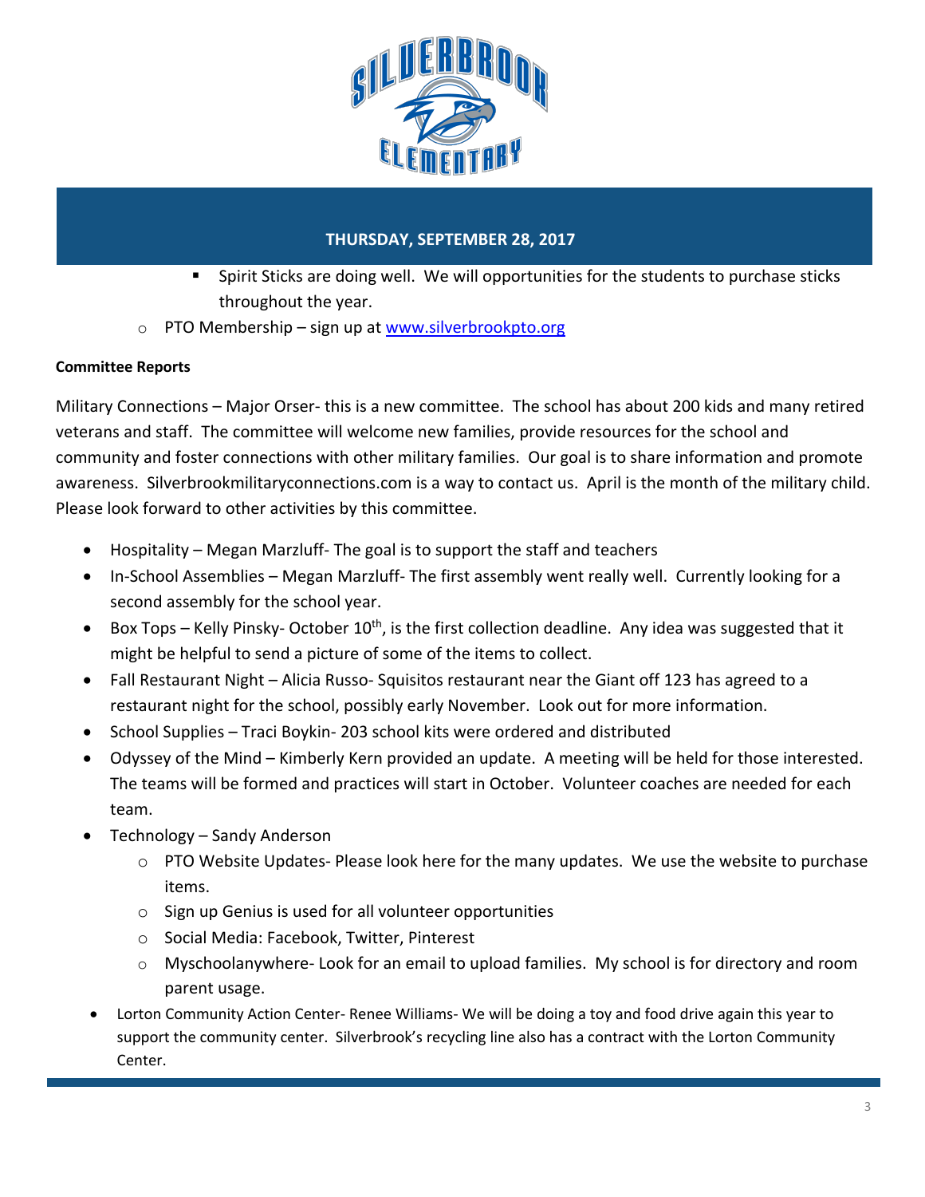**THURSDAY, SEPTEMBER 28, 2017**

        - Spirit Sticks are doing well.  We will opportunities for the students to purchase sticks throughout the year.
    - PTO Membership – sign up at [www.silverbrookpto.org](http://www.silverbrookpto.org)

**Committee Reports**

Military Connections – Major Orser- this is a new committee.  The school has about 200 kids and many retired veterans and staff.  The committee will welcome new families, provide resources for the school and community and foster connections with other military families.  Our goal is to share information and promote awareness.  Silverbrookmilitaryconnections.com is a way to contact us.  April is the month of the military child.  Please look forward to other activities by this committee.

- Hospitality – Megan Marzluff- The goal is to support the staff and teachers
- In-School Assemblies – Megan Marzluff- The first assembly went really well.  Currently looking for a second assembly for the school year.
- Box Tops – Kelly Pinsky- October 10th, is the first collection deadline.  Any idea was suggested that it might be helpful to send a picture of some of the items to collect.
- Fall Restaurant Night – Alicia Russo- Squisitos restaurant near the Giant off 123 has agreed to a restaurant night for the school, possibly early November.  Look out for more information.
- School Supplies – Traci Boykin- 203 school kits were ordered and distributed
- Odyssey of the Mind – Kimberly Kern provided an update.  A meeting will be held for those interested.  The teams will be formed and practices will start in October.  Volunteer coaches are needed for each team.
- Technology – Sandy Anderson
    - PTO Website Updates- Please look here for the many updates.  We use the website to purchase items.
    - Sign up Genius is used for all volunteer opportunities
    - Social Media: Facebook, Twitter, Pinterest
    - Myschoolanywhere- Look for an email to upload families.  My school is for directory and room parent usage.
- Lorton Community Action Center- Renee Williams- We will be doing a toy and food drive again this year to support the community center.  Silverbrook's recycling line also has a contract with the Lorton Community Center.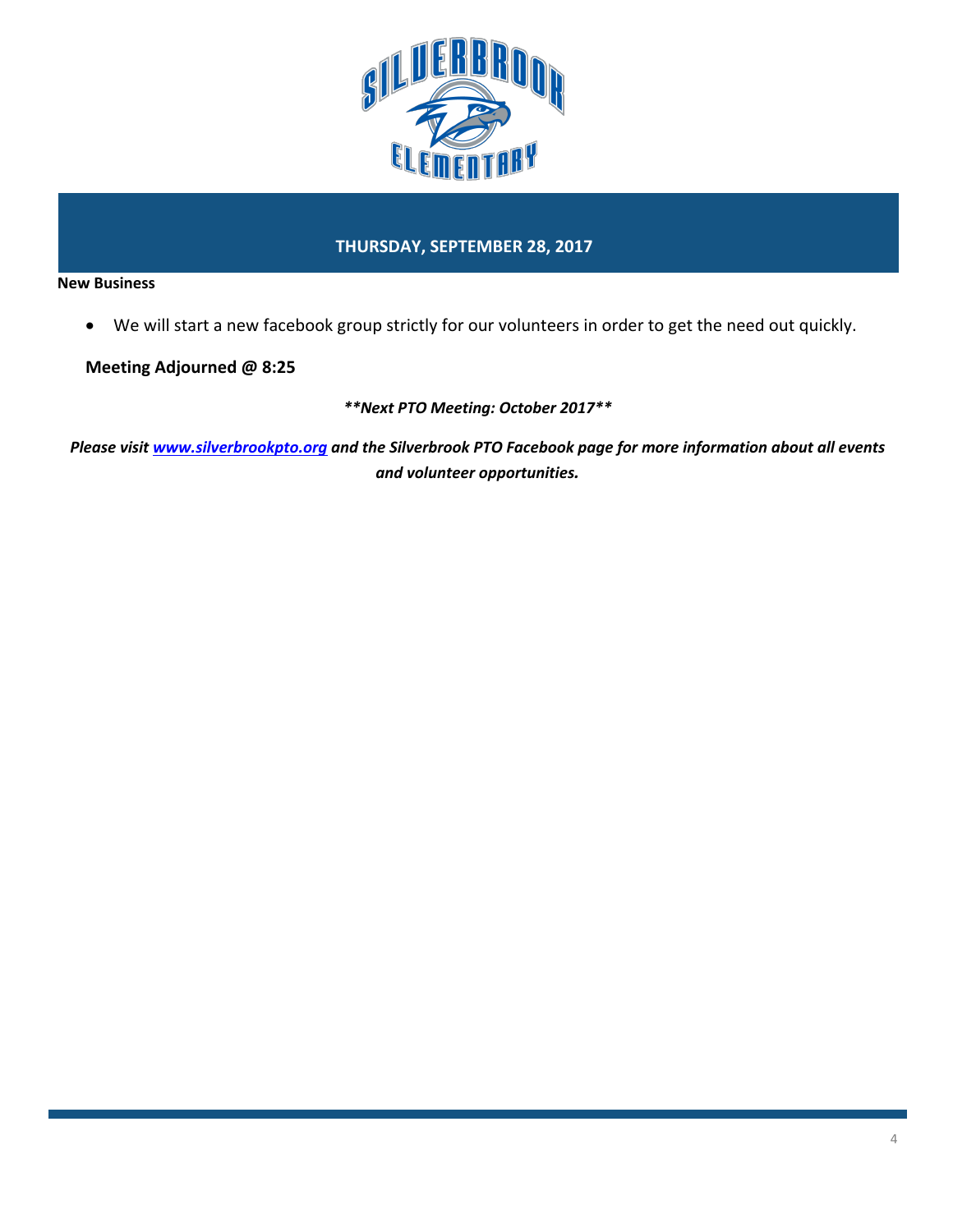**THURSDAY, SEPTEMBER 28, 2017**

**New Business**

- We will start a new facebook group strictly for our volunteers in order to get the need out quickly.

**Meeting Adjourned @ 8:25**

***\*\*Next PTO Meeting: October 2017\*\****

***Please visit [www.silverbrookpto.org](http://www.silverbrookpto.org) and the Silverbrook PTO Facebook page for more information about all events and volunteer opportunities.***